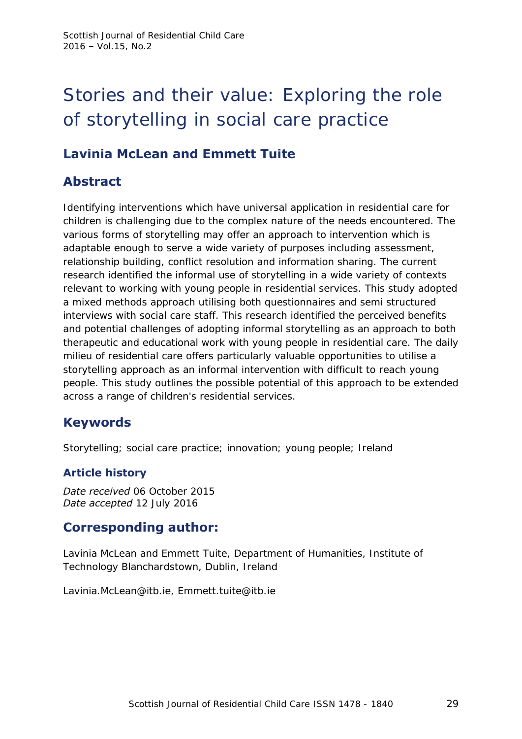# Stories and their value: Exploring the role of storytelling in social care practice

## Lavinia McLean and Emmett Tuite

## Abstract

Identifying interventions which have universal application in residential care for children is challenging due to the complex nature of the needs encountered. The various forms of storytelling may offer an approach to intervention which is adaptable enough to serve a wide variety of purposes including assessment, relationship building, conflict resolution and information sharing. The current research identified the informal use of storytelling in a wide variety of contexts relevant to working with young people in residential services. This study adopted a mixed methods approach utilising both questionnaires and semi structured interviews with social care staff. This research identified the perceived benefits and potential challenges of adopting informal storytelling as an approach to both therapeutic and educational work with young people in residential care. The daily milieu of residential care offers particularly valuable opportunities to utilise a storytelling approach as an informal intervention with difficult to reach young people. This study outlines the possible potential of this approach to be extended across a range of children's residential services.

## Keywords

Storytelling; social care practice; innovation; young people; Ireland

### Article history

*Date received* 06 October 2015
*Date accepted* 12 July 2016

## Corresponding author:

Lavinia McLean and Emmett Tuite, Department of Humanities, Institute of Technology Blanchardstown, Dublin, Ireland

Lavinia.McLean@itb.ie, Emmett.tuite@itb.ie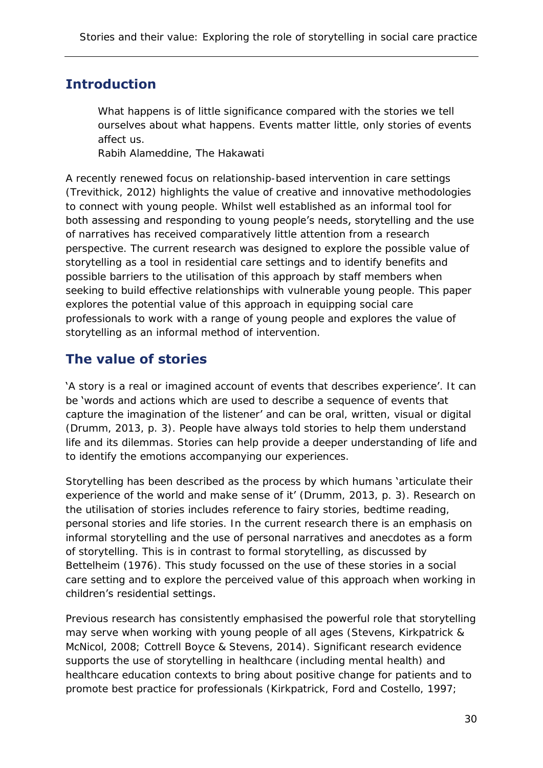## Introduction

> What happens is of little significance compared with the stories we tell ourselves about what happens. Events matter little, only stories of events affect us.
> Rabih Alameddine, *The Hakawati*

A recently renewed focus on relationship-based intervention in care settings (Trevithick, 2012) highlights the value of creative and innovative methodologies to connect with young people. Whilst well established as an informal tool for both assessing and responding to young people's needs, storytelling and the use of narratives has received comparatively little attention from a research perspective. The current research was designed to explore the possible value of storytelling as a tool in residential care settings and to identify benefits and possible barriers to the utilisation of this approach by staff members when seeking to build effective relationships with vulnerable young people. This paper explores the potential value of this approach in equipping social care professionals to work with a range of young people and explores the value of storytelling as an informal method of intervention.

## The value of stories

'A story is a real or imagined account of events that describes experience'. It can be 'words and actions which are used to describe a sequence of events that capture the imagination of the listener' and can be oral, written, visual or digital (Drumm, 2013, p. 3). People have always told stories to help them understand life and its dilemmas. Stories can help provide a deeper understanding of life and to identify the emotions accompanying our experiences.

Storytelling has been described as the process by which humans 'articulate their experience of the world and make sense of it' (Drumm, 2013, p. 3). Research on the utilisation of stories includes reference to fairy stories, bedtime reading, personal stories and life stories. In the current research there is an emphasis on informal storytelling and the use of personal narratives and anecdotes as a form of storytelling. This is in contrast to formal storytelling, as discussed by Bettelheim (1976). This study focussed on the use of these stories in a social care setting and to explore the perceived value of this approach when working in children's residential settings.

Previous research has consistently emphasised the powerful role that storytelling may serve when working with young people of all ages (Stevens, Kirkpatrick & McNicol, 2008; Cottrell Boyce & Stevens, 2014). Significant research evidence supports the use of storytelling in healthcare (including mental health) and healthcare education contexts to bring about positive change for patients and to promote best practice for professionals (Kirkpatrick, Ford and Costello, 1997;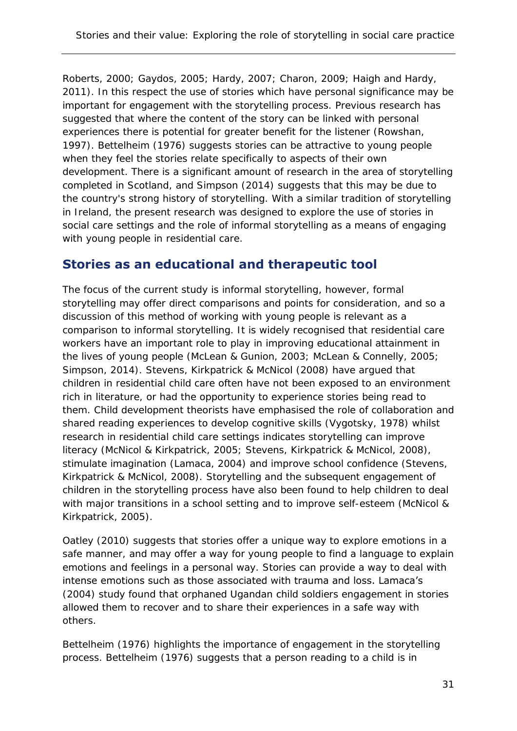Roberts, 2000; Gaydos, 2005; Hardy, 2007; Charon, 2009; Haigh and Hardy, 2011). In this respect the use of stories which have personal significance may be important for engagement with the storytelling process. Previous research has suggested that where the content of the story can be linked with personal experiences there is potential for greater benefit for the listener (Rowshan, 1997). Bettelheim (1976) suggests stories can be attractive to young people when they feel the stories relate specifically to aspects of their own development. There is a significant amount of research in the area of storytelling completed in Scotland, and Simpson (2014) suggests that this may be due to the country's strong history of storytelling. With a similar tradition of storytelling in Ireland, the present research was designed to explore the use of stories in social care settings and the role of informal storytelling as a means of engaging with young people in residential care.

## Stories as an educational and therapeutic tool

The focus of the current study is informal storytelling, however, formal storytelling may offer direct comparisons and points for consideration, and so a discussion of this method of working with young people is relevant as a comparison to informal storytelling. It is widely recognised that residential care workers have an important role to play in improving educational attainment in the lives of young people (McLean & Gunion, 2003; McLean & Connelly, 2005; Simpson, 2014). Stevens, Kirkpatrick & McNicol (2008) have argued that children in residential child care often have not been exposed to an environment rich in literature, or had the opportunity to experience stories being read to them. Child development theorists have emphasised the role of collaboration and shared reading experiences to develop cognitive skills (Vygotsky, 1978) whilst research in residential child care settings indicates storytelling can improve literacy (McNicol & Kirkpatrick, 2005; Stevens, Kirkpatrick & McNicol, 2008), stimulate imagination (Lamaca, 2004) and improve school confidence (Stevens, Kirkpatrick & McNicol, 2008). Storytelling and the subsequent engagement of children in the storytelling process have also been found to help children to deal with major transitions in a school setting and to improve self-esteem (McNicol & Kirkpatrick, 2005).

Oatley (2010) suggests that stories offer a unique way to explore emotions in a safe manner, and may offer a way for young people to find a language to explain emotions and feelings in a personal way. Stories can provide a way to deal with intense emotions such as those associated with trauma and loss. Lamaca's (2004) study found that orphaned Ugandan child soldiers engagement in stories allowed them to recover and to share their experiences in a safe way with others.

Bettelheim (1976) highlights the importance of engagement in the storytelling process. Bettelheim (1976) suggests that a person reading to a child is in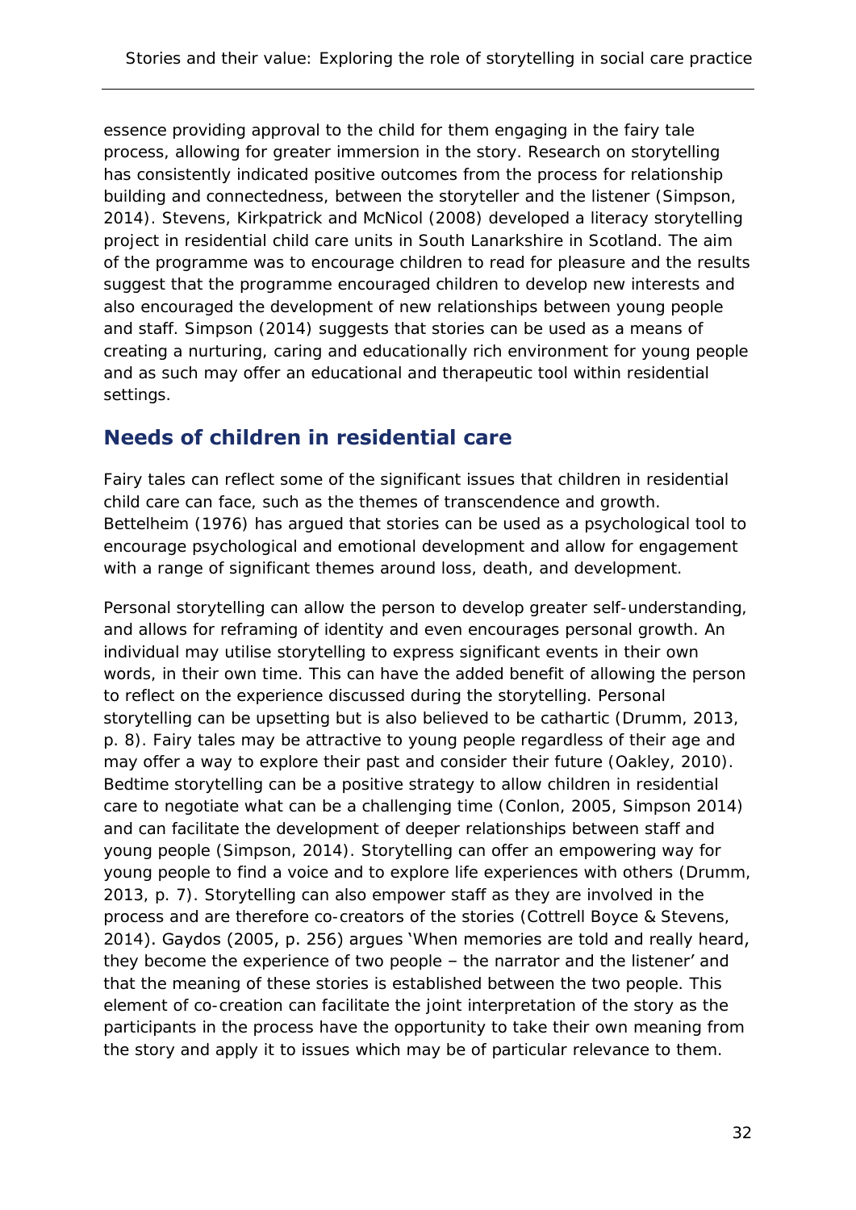essence providing approval to the child for them engaging in the fairy tale process, allowing for greater immersion in the story. Research on storytelling has consistently indicated positive outcomes from the process for relationship building and connectedness, between the storyteller and the listener (Simpson, 2014). Stevens, Kirkpatrick and McNicol (2008) developed a literacy storytelling project in residential child care units in South Lanarkshire in Scotland. The aim of the programme was to encourage children to read for pleasure and the results suggest that the programme encouraged children to develop new interests and also encouraged the development of new relationships between young people and staff. Simpson (2014) suggests that stories can be used as a means of creating a nurturing, caring and educationally rich environment for young people and as such may offer an educational and therapeutic tool within residential settings.

## Needs of children in residential care

Fairy tales can reflect some of the significant issues that children in residential child care can face, such as the themes of transcendence and growth. Bettelheim (1976) has argued that stories can be used as a psychological tool to encourage psychological and emotional development and allow for engagement with a range of significant themes around loss, death, and development.

Personal storytelling can allow the person to develop greater self-understanding, and allows for reframing of identity and even encourages personal growth. An individual may utilise storytelling to express significant events in their own words, in their own time. This can have the added benefit of allowing the person to reflect on the experience discussed during the storytelling. Personal storytelling can be upsetting but is also believed to be cathartic (Drumm, 2013, p. 8). Fairy tales may be attractive to young people regardless of their age and may offer a way to explore their past and consider their future (Oakley, 2010). Bedtime storytelling can be a positive strategy to allow children in residential care to negotiate what can be a challenging time (Conlon, 2005, Simpson 2014) and can facilitate the development of deeper relationships between staff and young people (Simpson, 2014). Storytelling can offer an empowering way for young people to find a voice and to explore life experiences with others (Drumm, 2013, p. 7). Storytelling can also empower staff as they are involved in the process and are therefore co-creators of the stories (Cottrell Boyce & Stevens, 2014). Gaydos (2005, p. 256) argues 'When memories are told and really heard, they become the experience of two people – the narrator and the listener' and that the meaning of these stories is established between the two people. This element of co-creation can facilitate the joint interpretation of the story as the participants in the process have the opportunity to take their own meaning from the story and apply it to issues which may be of particular relevance to them.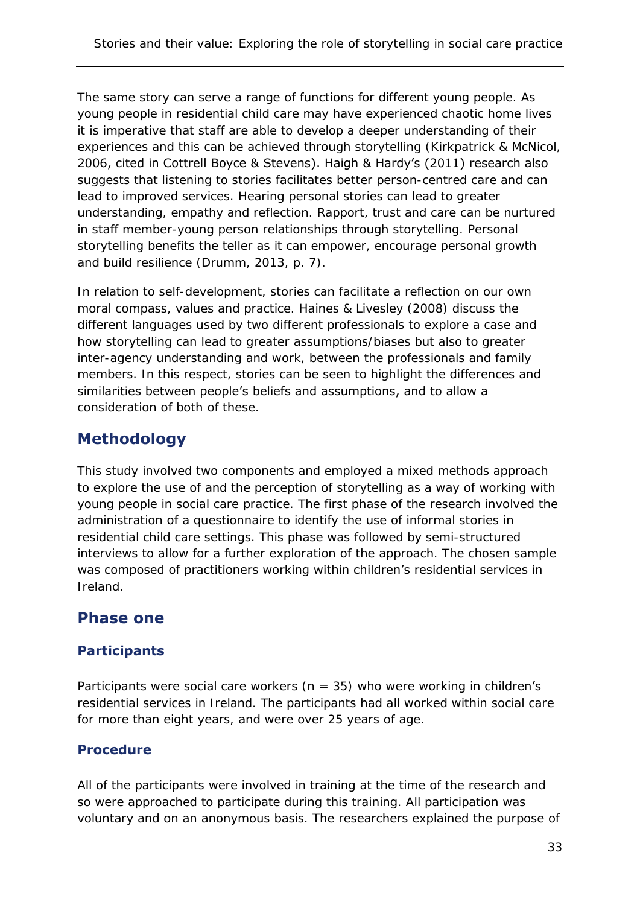The same story can serve a range of functions for different young people. As young people in residential child care may have experienced chaotic home lives it is imperative that staff are able to develop a deeper understanding of their experiences and this can be achieved through storytelling (Kirkpatrick & McNicol, 2006, cited in Cottrell Boyce & Stevens). Haigh & Hardy's (2011) research also suggests that listening to stories facilitates better person-centred care and can lead to improved services. Hearing personal stories can lead to greater understanding, empathy and reflection. Rapport, trust and care can be nurtured in staff member-young person relationships through storytelling. Personal storytelling benefits the teller as it can empower, encourage personal growth and build resilience (Drumm, 2013, p. 7).

In relation to self-development, stories can facilitate a reflection on our own moral compass, values and practice. Haines & Livesley (2008) discuss the different languages used by two different professionals to explore a case and how storytelling can lead to greater assumptions/biases but also to greater inter-agency understanding and work, between the professionals and family members. In this respect, stories can be seen to highlight the differences and similarities between people's beliefs and assumptions, and to allow a consideration of both of these.

## Methodology

This study involved two components and employed a mixed methods approach to explore the use of and the perception of storytelling as a way of working with young people in social care practice. The first phase of the research involved the administration of a questionnaire to identify the use of informal stories in residential child care settings. This phase was followed by semi-structured interviews to allow for a further exploration of the approach. The chosen sample was composed of practitioners working within children's residential services in Ireland.

## Phase one

### Participants

Participants were social care workers ($n = 35$) who were working in children's residential services in Ireland. The participants had all worked within social care for more than eight years, and were over 25 years of age.

### Procedure

All of the participants were involved in training at the time of the research and so were approached to participate during this training. All participation was voluntary and on an anonymous basis. The researchers explained the purpose of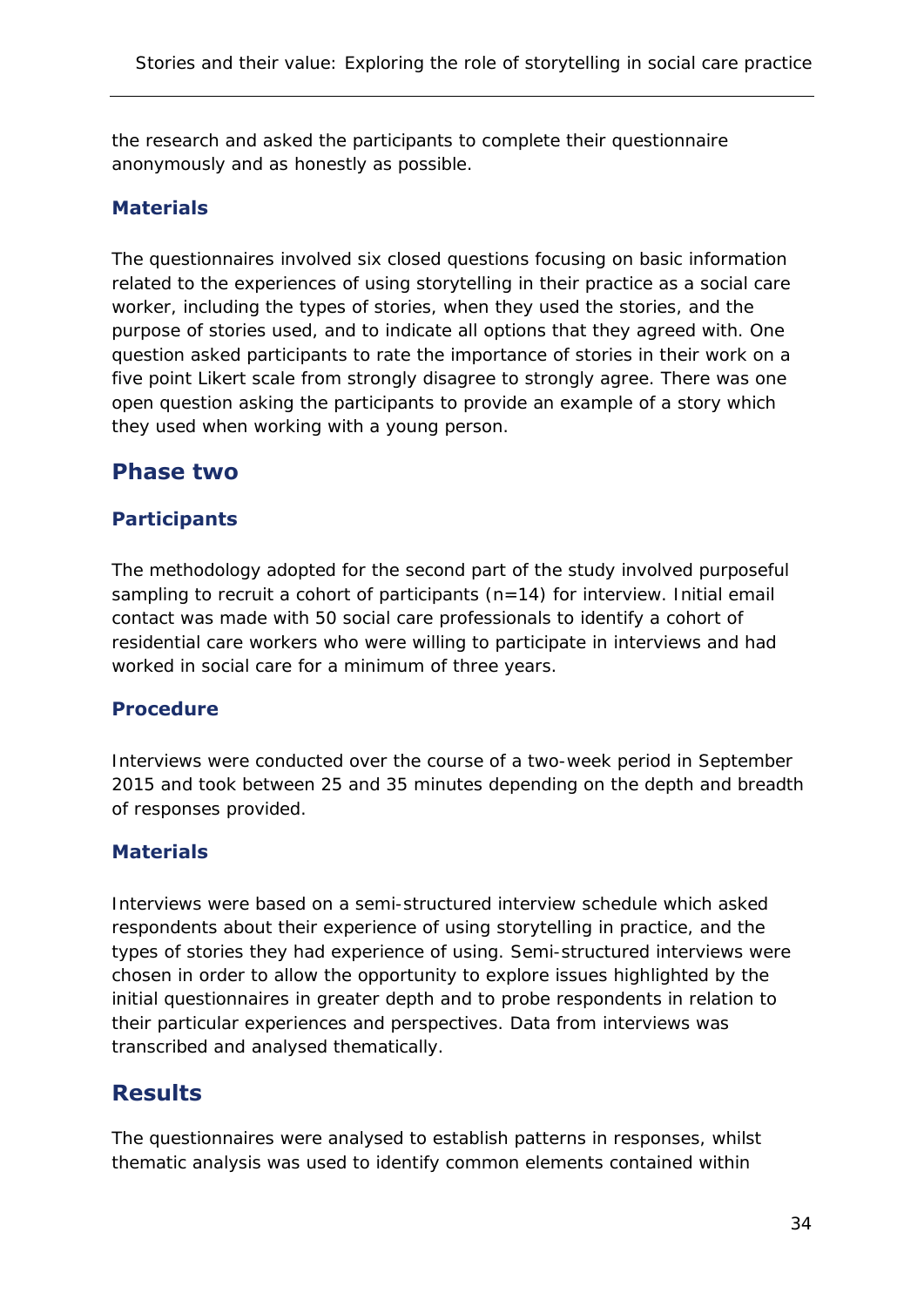the research and asked the participants to complete their questionnaire anonymously and as honestly as possible.

### Materials

The questionnaires involved six closed questions focusing on basic information related to the experiences of using storytelling in their practice as a social care worker, including the types of stories, when they used the stories, and the purpose of stories used, and to indicate all options that they agreed with. One question asked participants to rate the importance of stories in their work on a five point Likert scale from strongly disagree to strongly agree. There was one open question asking the participants to provide an example of a story which they used when working with a young person.

## Phase two

### Participants

The methodology adopted for the second part of the study involved purposeful sampling to recruit a cohort of participants (n=14) for interview. Initial email contact was made with 50 social care professionals to identify a cohort of residential care workers who were willing to participate in interviews and had worked in social care for a minimum of three years.

### Procedure

Interviews were conducted over the course of a two-week period in September 2015 and took between 25 and 35 minutes depending on the depth and breadth of responses provided.

### Materials

Interviews were based on a semi-structured interview schedule which asked respondents about their experience of using storytelling in practice, and the types of stories they had experience of using. Semi-structured interviews were chosen in order to allow the opportunity to explore issues highlighted by the initial questionnaires in greater depth and to probe respondents in relation to their particular experiences and perspectives. Data from interviews was transcribed and analysed thematically.

## Results

The questionnaires were analysed to establish patterns in responses, whilst thematic analysis was used to identify common elements contained within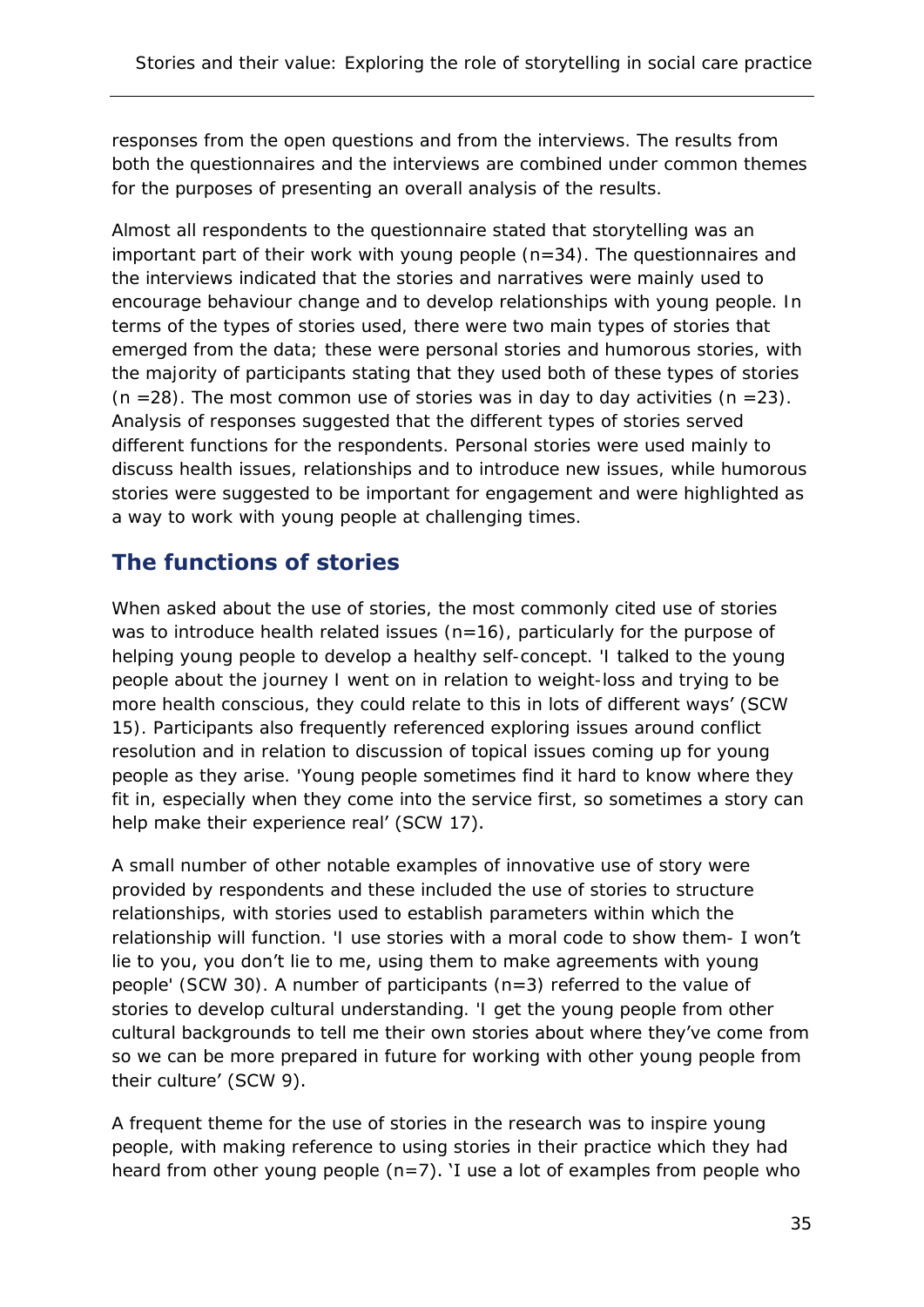responses from the open questions and from the interviews. The results from both the questionnaires and the interviews are combined under common themes for the purposes of presenting an overall analysis of the results.

Almost all respondents to the questionnaire stated that storytelling was an important part of their work with young people (n=34). The questionnaires and the interviews indicated that the stories and narratives were mainly used to encourage behaviour change and to develop relationships with young people. In terms of the types of stories used, there were two main types of stories that emerged from the data; these were personal stories and humorous stories, with the majority of participants stating that they used both of these types of stories (n =28). The most common use of stories was in day to day activities (n =23). Analysis of responses suggested that the different types of stories served different functions for the respondents. Personal stories were used mainly to discuss health issues, relationships and to introduce new issues, while humorous stories were suggested to be important for engagement and were highlighted as a way to work with young people at challenging times.

## The functions of stories

When asked about the use of stories, the most commonly cited use of stories was to introduce health related issues (n=16), particularly for the purpose of helping young people to develop a healthy self-concept. 'I talked to the young people about the journey I went on in relation to weight-loss and trying to be more health conscious, they could relate to this in lots of different ways' (SCW 15). Participants also frequently referenced exploring issues around conflict resolution and in relation to discussion of topical issues coming up for young people as they arise. 'Young people sometimes find it hard to know where they fit in, especially when they come into the service first, so sometimes a story can help make their experience real' (SCW 17).

A small number of other notable examples of innovative use of story were provided by respondents and these included the use of stories to structure relationships, with stories used to establish parameters within which the relationship will function. 'I use stories with a moral code to show them- I won't lie to you, you don't lie to me, using them to make agreements with young people' (SCW 30). A number of participants (n=3) referred to the value of stories to develop cultural understanding. 'I get the young people from other cultural backgrounds to tell me their own stories about where they've come from so we can be more prepared in future for working with other young people from their culture' (SCW 9).

A frequent theme for the use of stories in the research was to inspire young people, with making reference to using stories in their practice which they had heard from other young people (n=7). 'I use a lot of examples from people who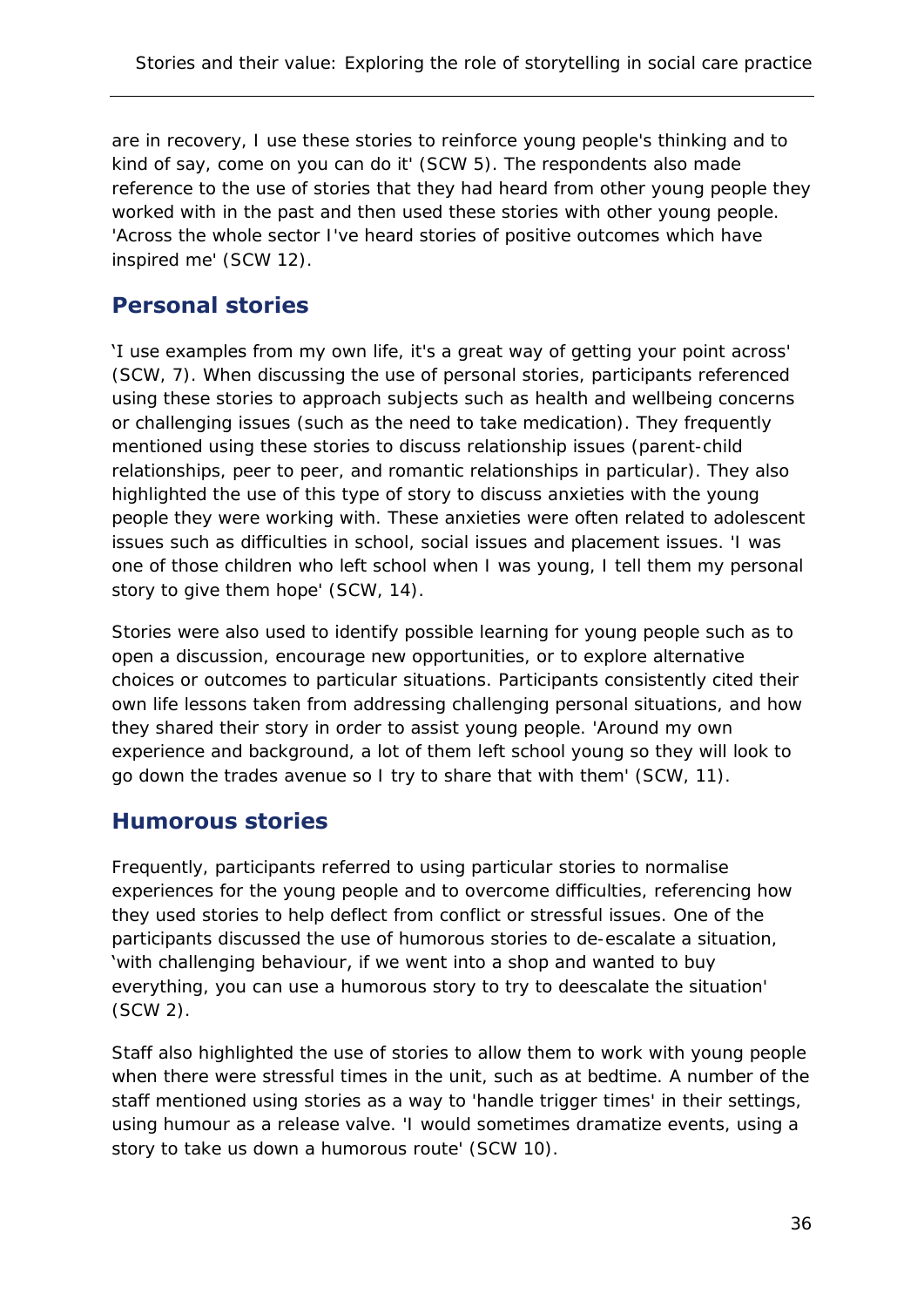are in recovery, I use these stories to reinforce young people's thinking and to kind of say, come on you can do it' (SCW 5). The respondents also made reference to the use of stories that they had heard from other young people they worked with in the past and then used these stories with other young people. 'Across the whole sector I've heard stories of positive outcomes which have inspired me' (SCW 12).

## Personal stories

'I use examples from my own life, it's a great way of getting your point across' (SCW, 7). When discussing the use of personal stories, participants referenced using these stories to approach subjects such as health and wellbeing concerns or challenging issues (such as the need to take medication). They frequently mentioned using these stories to discuss relationship issues (parent-child relationships, peer to peer, and romantic relationships in particular). They also highlighted the use of this type of story to discuss anxieties with the young people they were working with. These anxieties were often related to adolescent issues such as difficulties in school, social issues and placement issues. 'I was one of those children who left school when I was young, I tell them my personal story to give them hope' (SCW, 14).

Stories were also used to identify possible learning for young people such as to open a discussion, encourage new opportunities, or to explore alternative choices or outcomes to particular situations. Participants consistently cited their own life lessons taken from addressing challenging personal situations, and how they shared their story in order to assist young people. 'Around my own experience and background, a lot of them left school young so they will look to go down the trades avenue so I try to share that with them' (SCW, 11).

## Humorous stories

Frequently, participants referred to using particular stories to normalise experiences for the young people and to overcome difficulties, referencing how they used stories to help deflect from conflict or stressful issues. One of the participants discussed the use of humorous stories to de-escalate a situation, 'with challenging behaviour, if we went into a shop and wanted to buy everything, you can use a humorous story to try to deescalate the situation' (SCW 2).

Staff also highlighted the use of stories to allow them to work with young people when there were stressful times in the unit, such as at bedtime. A number of the staff mentioned using stories as a way to 'handle trigger times' in their settings, using humour as a release valve. 'I would sometimes dramatize events, using a story to take us down a humorous route' (SCW 10).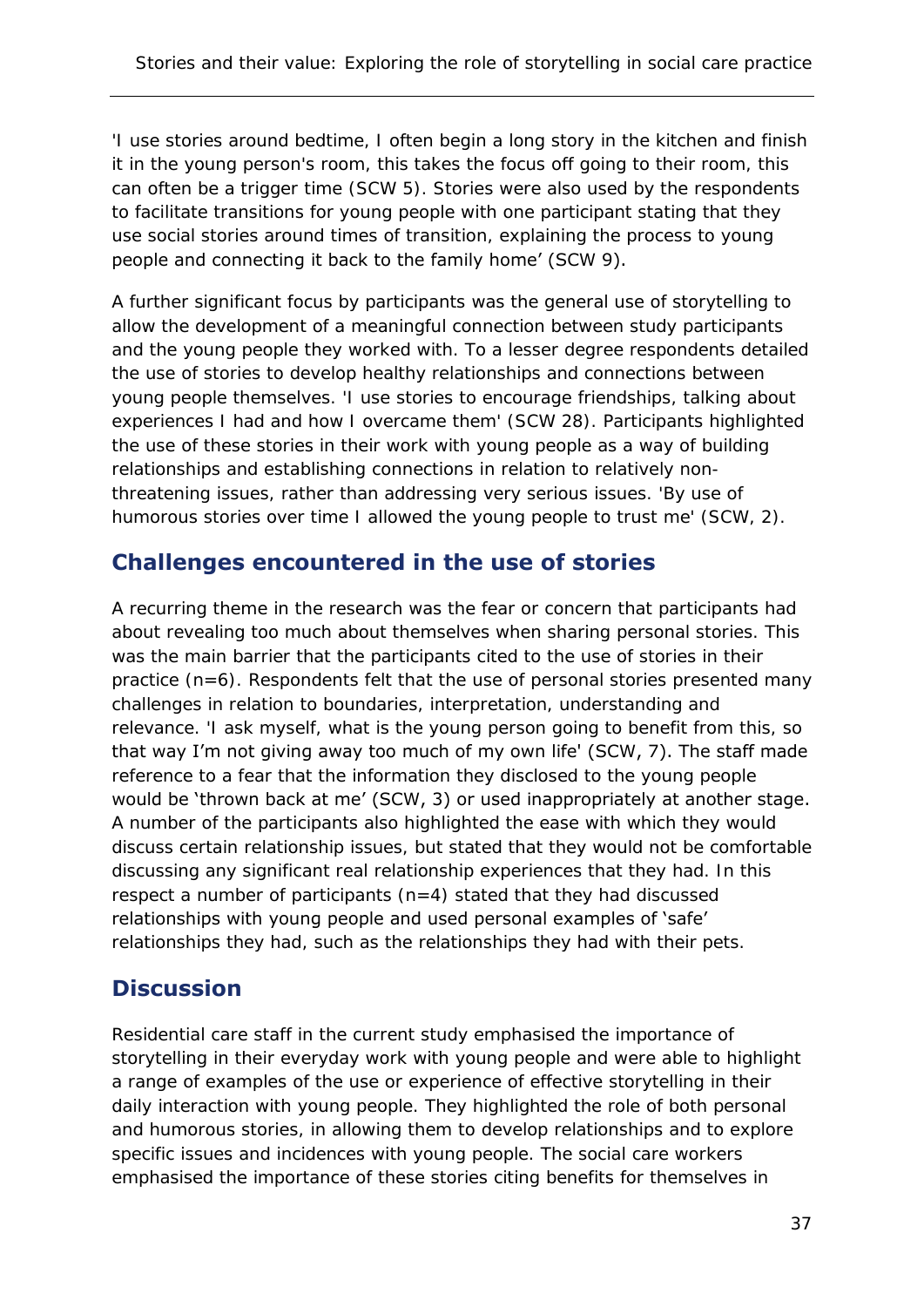'I use stories around bedtime, I often begin a long story in the kitchen and finish it in the young person's room, this takes the focus off going to their room, this can often be a trigger time (SCW 5). Stories were also used by the respondents to facilitate transitions for young people with one participant stating that they use social stories around times of transition, explaining the process to young people and connecting it back to the family home' (SCW 9).

A further significant focus by participants was the general use of storytelling to allow the development of a meaningful connection between study participants and the young people they worked with. To a lesser degree respondents detailed the use of stories to develop healthy relationships and connections between young people themselves. 'I use stories to encourage friendships, talking about experiences I had and how I overcame them' (SCW 28). Participants highlighted the use of these stories in their work with young people as a way of building relationships and establishing connections in relation to relatively non-threatening issues, rather than addressing very serious issues. 'By use of humorous stories over time I allowed the young people to trust me' (SCW, 2).

## Challenges encountered in the use of stories

A recurring theme in the research was the fear or concern that participants had about revealing too much about themselves when sharing personal stories. This was the main barrier that the participants cited to the use of stories in their practice (n=6). Respondents felt that the use of personal stories presented many challenges in relation to boundaries, interpretation, understanding and relevance. 'I ask myself, what is the young person going to benefit from this, so that way I'm not giving away too much of my own life' (SCW, 7). The staff made reference to a fear that the information they disclosed to the young people would be 'thrown back at me' (SCW, 3) or used inappropriately at another stage. A number of the participants also highlighted the ease with which they would discuss certain relationship issues, but stated that they would not be comfortable discussing any significant real relationship experiences that they had. In this respect a number of participants (n=4) stated that they had discussed relationships with young people and used personal examples of 'safe' relationships they had, such as the relationships they had with their pets.

## Discussion

Residential care staff in the current study emphasised the importance of storytelling in their everyday work with young people and were able to highlight a range of examples of the use or experience of effective storytelling in their daily interaction with young people. They highlighted the role of both personal and humorous stories, in allowing them to develop relationships and to explore specific issues and incidences with young people. The social care workers emphasised the importance of these stories citing benefits for themselves in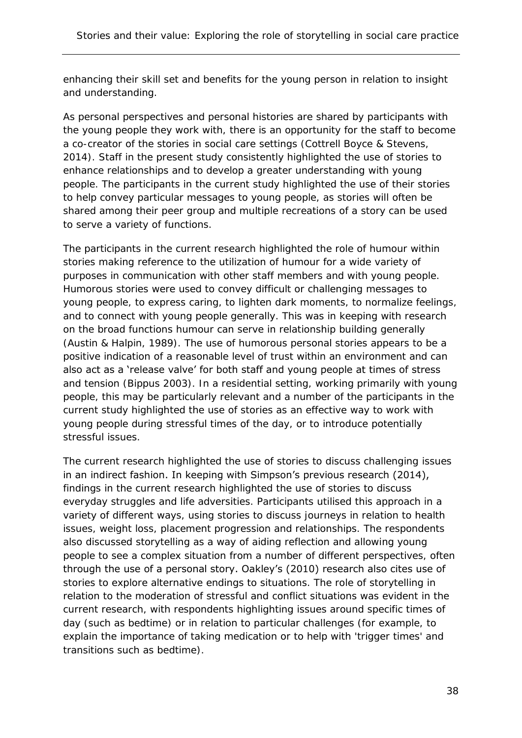enhancing their skill set and benefits for the young person in relation to insight and understanding.

As personal perspectives and personal histories are shared by participants with the young people they work with, there is an opportunity for the staff to become a co-creator of the stories in social care settings (Cottrell Boyce & Stevens, 2014). Staff in the present study consistently highlighted the use of stories to enhance relationships and to develop a greater understanding with young people. The participants in the current study highlighted the use of their stories to help convey particular messages to young people, as stories will often be shared among their peer group and multiple recreations of a story can be used to serve a variety of functions.

The participants in the current research highlighted the role of humour within stories making reference to the utilization of humour for a wide variety of purposes in communication with other staff members and with young people. Humorous stories were used to convey difficult or challenging messages to young people, to express caring, to lighten dark moments, to normalize feelings, and to connect with young people generally. This was in keeping with research on the broad functions humour can serve in relationship building generally (Austin & Halpin, 1989). The use of humorous personal stories appears to be a positive indication of a reasonable level of trust within an environment and can also act as a 'release valve' for both staff and young people at times of stress and tension (Bippus 2003). In a residential setting, working primarily with young people, this may be particularly relevant and a number of the participants in the current study highlighted the use of stories as an effective way to work with young people during stressful times of the day, or to introduce potentially stressful issues.

The current research highlighted the use of stories to discuss challenging issues in an indirect fashion. In keeping with Simpson's previous research (2014), findings in the current research highlighted the use of stories to discuss everyday struggles and life adversities. Participants utilised this approach in a variety of different ways, using stories to discuss journeys in relation to health issues, weight loss, placement progression and relationships. The respondents also discussed storytelling as a way of aiding reflection and allowing young people to see a complex situation from a number of different perspectives, often through the use of a personal story. Oakley's (2010) research also cites use of stories to explore alternative endings to situations. The role of storytelling in relation to the moderation of stressful and conflict situations was evident in the current research, with respondents highlighting issues around specific times of day (such as bedtime) or in relation to particular challenges (for example, to explain the importance of taking medication or to help with 'trigger times' and transitions such as bedtime).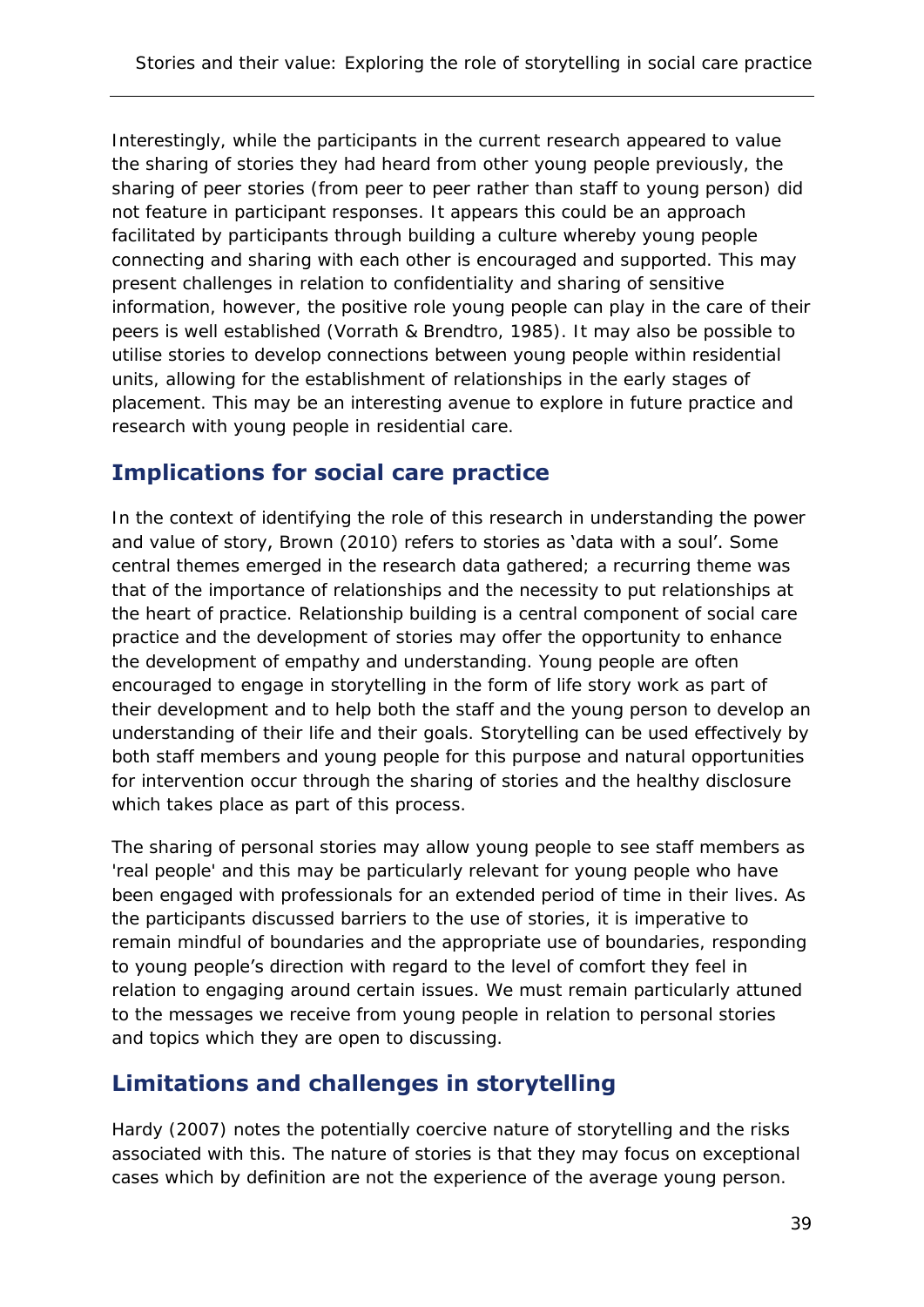Interestingly, while the participants in the current research appeared to value the sharing of stories they had heard from other young people previously, the sharing of peer stories (from peer to peer rather than staff to young person) did not feature in participant responses. It appears this could be an approach facilitated by participants through building a culture whereby young people connecting and sharing with each other is encouraged and supported. This may present challenges in relation to confidentiality and sharing of sensitive information, however, the positive role young people can play in the care of their peers is well established (Vorrath & Brendtro, 1985). It may also be possible to utilise stories to develop connections between young people within residential units, allowing for the establishment of relationships in the early stages of placement. This may be an interesting avenue to explore in future practice and research with young people in residential care.

## Implications for social care practice

In the context of identifying the role of this research in understanding the power and value of story, Brown (2010) refers to stories as 'data with a soul'. Some central themes emerged in the research data gathered; a recurring theme was that of the importance of relationships and the necessity to put relationships at the heart of practice. Relationship building is a central component of social care practice and the development of stories may offer the opportunity to enhance the development of empathy and understanding. Young people are often encouraged to engage in storytelling in the form of life story work as part of their development and to help both the staff and the young person to develop an understanding of their life and their goals. Storytelling can be used effectively by both staff members and young people for this purpose and natural opportunities for intervention occur through the sharing of stories and the healthy disclosure which takes place as part of this process.

The sharing of personal stories may allow young people to see staff members as 'real people' and this may be particularly relevant for young people who have been engaged with professionals for an extended period of time in their lives. As the participants discussed barriers to the use of stories, it is imperative to remain mindful of boundaries and the appropriate use of boundaries, responding to young people's direction with regard to the level of comfort they feel in relation to engaging around certain issues. We must remain particularly attuned to the messages we receive from young people in relation to personal stories and topics which they are open to discussing.

## Limitations and challenges in storytelling

Hardy (2007) notes the potentially coercive nature of storytelling and the risks associated with this. The nature of stories is that they may focus on exceptional cases which by definition are not the experience of the average young person.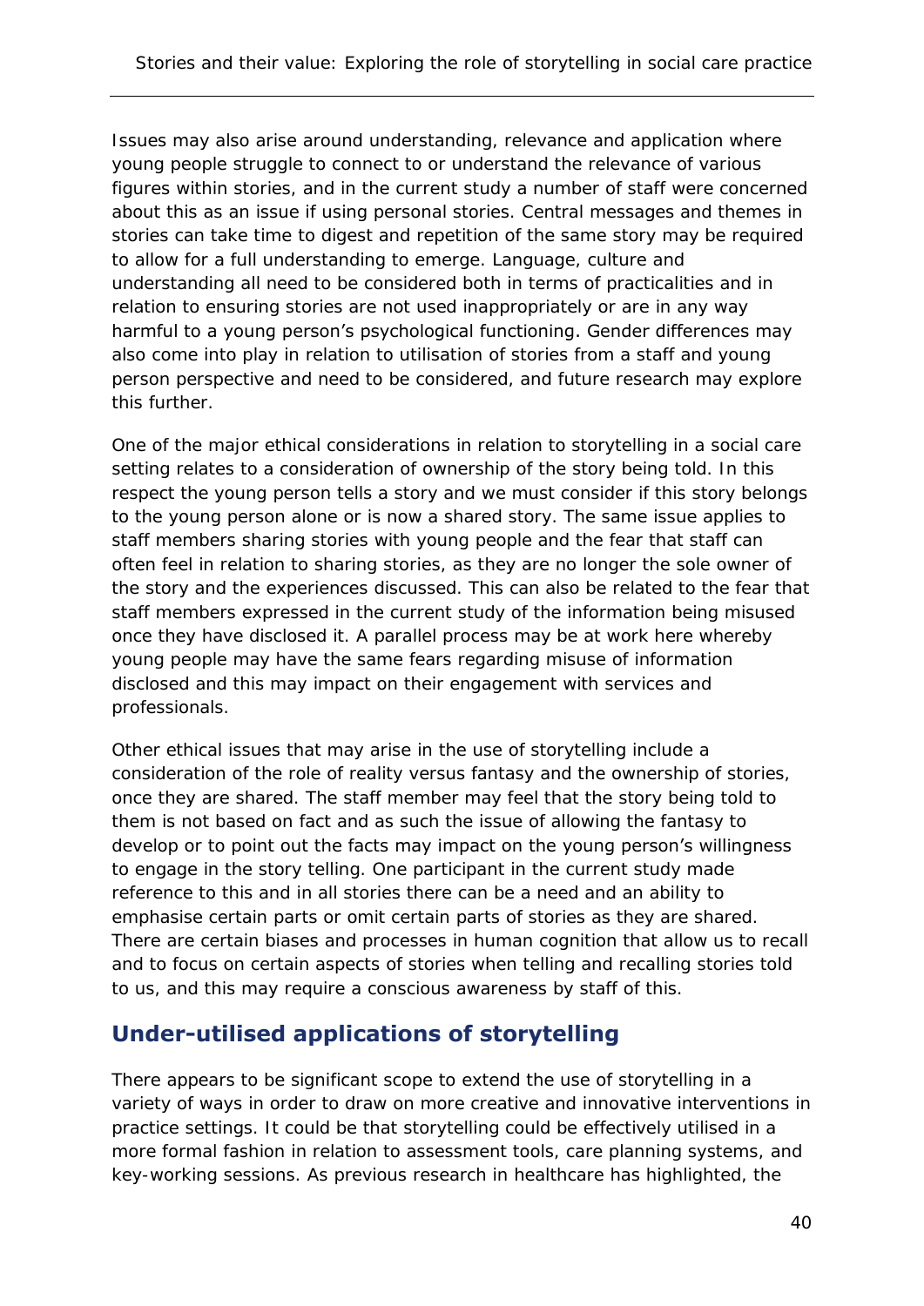Issues may also arise around understanding, relevance and application where young people struggle to connect to or understand the relevance of various figures within stories, and in the current study a number of staff were concerned about this as an issue if using personal stories. Central messages and themes in stories can take time to digest and repetition of the same story may be required to allow for a full understanding to emerge. Language, culture and understanding all need to be considered both in terms of practicalities and in relation to ensuring stories are not used inappropriately or are in any way harmful to a young person's psychological functioning. Gender differences may also come into play in relation to utilisation of stories from a staff and young person perspective and need to be considered, and future research may explore this further.

One of the major ethical considerations in relation to storytelling in a social care setting relates to a consideration of ownership of the story being told. In this respect the young person tells a story and we must consider if this story belongs to the young person alone or is now a shared story. The same issue applies to staff members sharing stories with young people and the fear that staff can often feel in relation to sharing stories, as they are no longer the sole owner of the story and the experiences discussed. This can also be related to the fear that staff members expressed in the current study of the information being misused once they have disclosed it. A parallel process may be at work here whereby young people may have the same fears regarding misuse of information disclosed and this may impact on their engagement with services and professionals.

Other ethical issues that may arise in the use of storytelling include a consideration of the role of reality versus fantasy and the ownership of stories, once they are shared. The staff member may feel that the story being told to them is not based on fact and as such the issue of allowing the fantasy to develop or to point out the facts may impact on the young person's willingness to engage in the story telling. One participant in the current study made reference to this and in all stories there can be a need and an ability to emphasise certain parts or omit certain parts of stories as they are shared. There are certain biases and processes in human cognition that allow us to recall and to focus on certain aspects of stories when telling and recalling stories told to us, and this may require a conscious awareness by staff of this.

## Under-utilised applications of storytelling

There appears to be significant scope to extend the use of storytelling in a variety of ways in order to draw on more creative and innovative interventions in practice settings. It could be that storytelling could be effectively utilised in a more formal fashion in relation to assessment tools, care planning systems, and key-working sessions. As previous research in healthcare has highlighted, the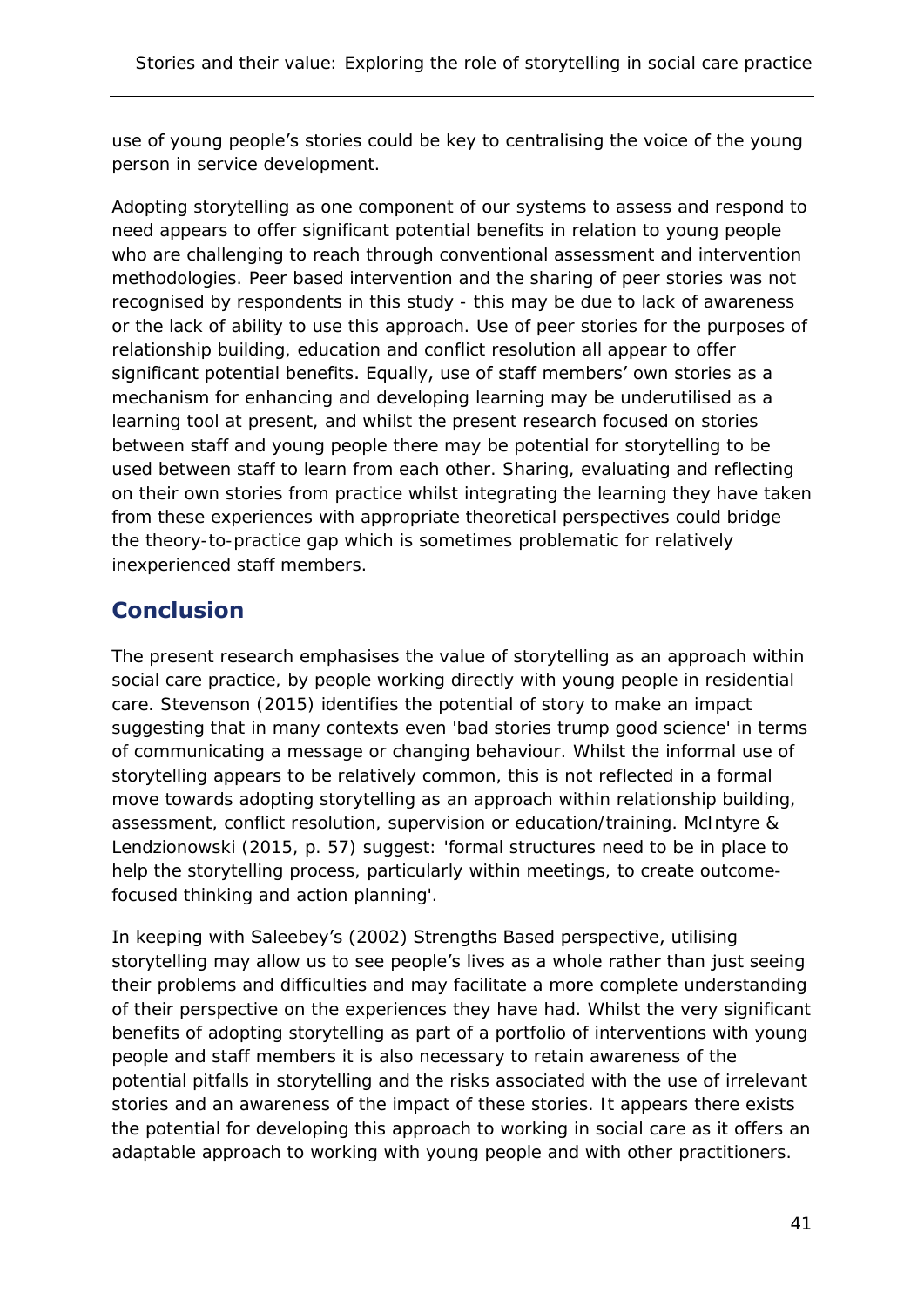use of young people's stories could be key to centralising the voice of the young person in service development.

Adopting storytelling as one component of our systems to assess and respond to need appears to offer significant potential benefits in relation to young people who are challenging to reach through conventional assessment and intervention methodologies. Peer based intervention and the sharing of peer stories was not recognised by respondents in this study - this may be due to lack of awareness or the lack of ability to use this approach. Use of peer stories for the purposes of relationship building, education and conflict resolution all appear to offer significant potential benefits. Equally, use of staff members' own stories as a mechanism for enhancing and developing learning may be underutilised as a learning tool at present, and whilst the present research focused on stories between staff and young people there may be potential for storytelling to be used between staff to learn from each other. Sharing, evaluating and reflecting on their own stories from practice whilst integrating the learning they have taken from these experiences with appropriate theoretical perspectives could bridge the theory-to-practice gap which is sometimes problematic for relatively inexperienced staff members.

## Conclusion

The present research emphasises the value of storytelling as an approach within social care practice, by people working directly with young people in residential care. Stevenson (2015) identifies the potential of story to make an impact suggesting that in many contexts even 'bad stories trump good science' in terms of communicating a message or changing behaviour. Whilst the informal use of storytelling appears to be relatively common, this is not reflected in a formal move towards adopting storytelling as an approach within relationship building, assessment, conflict resolution, supervision or education/training. McIntyre & Lendzionowski (2015, p. 57) suggest: 'formal structures need to be in place to help the storytelling process, particularly within meetings, to create outcome-focused thinking and action planning'.

In keeping with Saleebey's (2002) Strengths Based perspective, utilising storytelling may allow us to see people's lives as a whole rather than just seeing their problems and difficulties and may facilitate a more complete understanding of their perspective on the experiences they have had. Whilst the very significant benefits of adopting storytelling as part of a portfolio of interventions with young people and staff members it is also necessary to retain awareness of the potential pitfalls in storytelling and the risks associated with the use of irrelevant stories and an awareness of the impact of these stories. It appears there exists the potential for developing this approach to working in social care as it offers an adaptable approach to working with young people and with other practitioners.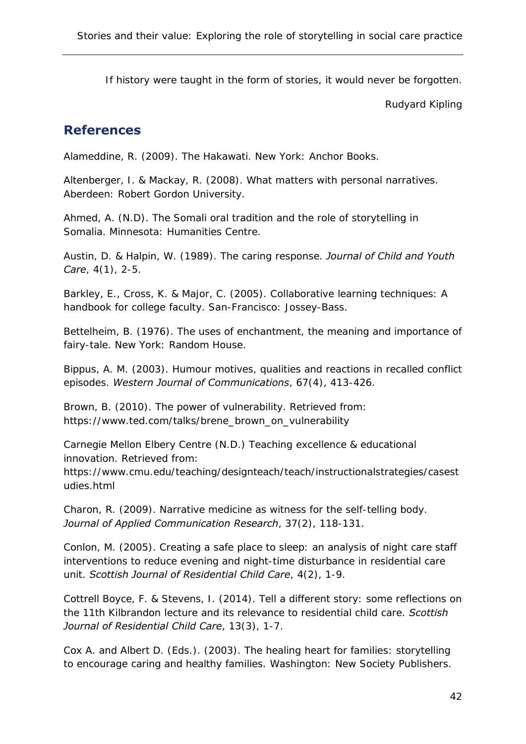If history were taught in the form of stories, it would never be forgotten.

Rudyard Kipling

## References

Alameddine, R. (2009). The Hakawati. New York: Anchor Books.

Altenberger, I. & Mackay, R. (2008). What matters with personal narratives. Aberdeen: Robert Gordon University.

Ahmed, A. (N.D). The Somali oral tradition and the role of storytelling in Somalia. Minnesota: Humanities Centre.

Austin, D. & Halpin, W. (1989). The caring response. *Journal of Child and Youth Care*, 4(1), 2-5.

Barkley, E., Cross, K. & Major, C. (2005). Collaborative learning techniques: A handbook for college faculty. San-Francisco: Jossey-Bass.

Bettelheim, B. (1976). The uses of enchantment, the meaning and importance of fairy-tale. New York: Random House.

Bippus, A. M. (2003). Humour motives, qualities and reactions in recalled conflict episodes. *Western Journal of Communications*, 67(4), 413-426.

Brown, B. (2010). The power of vulnerability. Retrieved from: https://www.ted.com/talks/brene_brown_on_vulnerability

Carnegie Mellon Elbery Centre (N.D.) Teaching excellence & educational innovation. Retrieved from: https://www.cmu.edu/teaching/designteach/teach/instructionalstrategies/casestudies.html

Charon, R. (2009). Narrative medicine as witness for the self-telling body. *Journal of Applied Communication Research*, 37(2), 118-131.

Conlon, M. (2005). Creating a safe place to sleep: an analysis of night care staff interventions to reduce evening and night-time disturbance in residential care unit. *Scottish Journal of Residential Child Care*, 4(2), 1-9.

Cottrell Boyce, F. & Stevens, I. (2014). Tell a different story: some reflections on the 11th Kilbrandon lecture and its relevance to residential child care. *Scottish Journal of Residential Child Care*, 13(3), 1-7.

Cox A. and Albert D. (Eds.). (2003). The healing heart for families: storytelling to encourage caring and healthy families. Washington: New Society Publishers.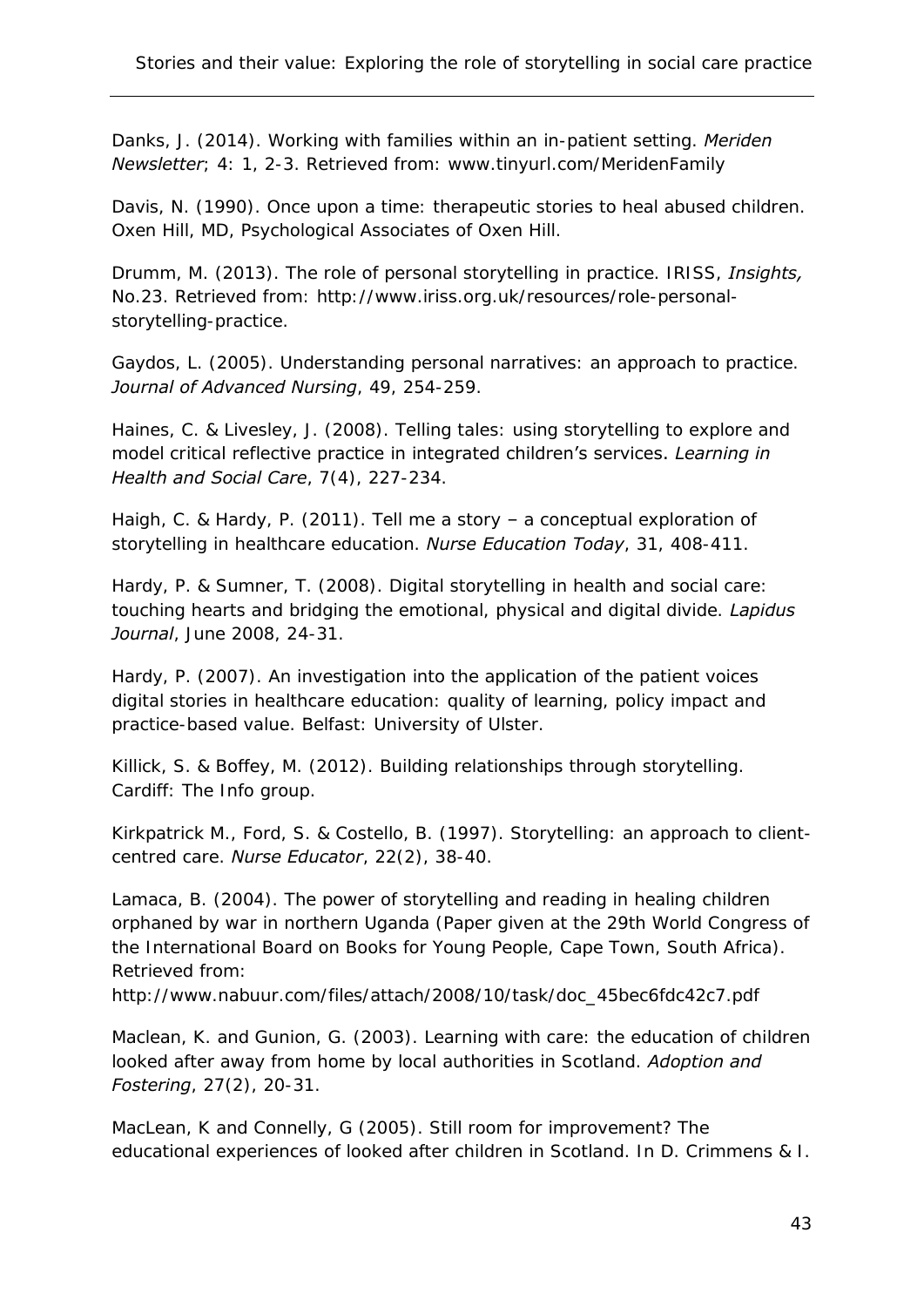Danks, J. (2014). Working with families within an in-patient setting. *Meriden Newsletter*; 4: 1, 2-3. Retrieved from: www.tinyurl.com/MeridenFamily

Davis, N. (1990). Once upon a time: therapeutic stories to heal abused children. Oxen Hill, MD, Psychological Associates of Oxen Hill.

Drumm, M. (2013). The role of personal storytelling in practice. IRISS, *Insights,* No.23. Retrieved from: http://www.iriss.org.uk/resources/role-personal-storytelling-practice.

Gaydos, L. (2005). Understanding personal narratives: an approach to practice. *Journal of Advanced Nursing*, 49, 254-259.

Haines, C. & Livesley, J. (2008). Telling tales: using storytelling to explore and model critical reflective practice in integrated children's services. *Learning in Health and Social Care*, 7(4), 227-234.

Haigh, C. & Hardy, P. (2011). Tell me a story – a conceptual exploration of storytelling in healthcare education. *Nurse Education Today*, 31, 408-411.

Hardy, P. & Sumner, T. (2008). Digital storytelling in health and social care: touching hearts and bridging the emotional, physical and digital divide. *Lapidus Journal*, June 2008, 24-31.

Hardy, P. (2007). An investigation into the application of the patient voices digital stories in healthcare education: quality of learning, policy impact and practice-based value. Belfast: University of Ulster.

Killick, S. & Boffey, M. (2012). Building relationships through storytelling. Cardiff: The Info group.

Kirkpatrick M., Ford, S. & Costello, B. (1997). Storytelling: an approach to client-centred care. *Nurse Educator*, 22(2), 38-40.

Lamaca, B. (2004). The power of storytelling and reading in healing children orphaned by war in northern Uganda (Paper given at the 29th World Congress of the International Board on Books for Young People, Cape Town, South Africa). Retrieved from: http://www.nabuur.com/files/attach/2008/10/task/doc_45bec6fdc42c7.pdf

Maclean, K. and Gunion, G. (2003). Learning with care: the education of children looked after away from home by local authorities in Scotland. *Adoption and Fostering*, 27(2), 20-31.

MacLean, K and Connelly, G (2005). Still room for improvement? The educational experiences of looked after children in Scotland. In D. Crimmens & I.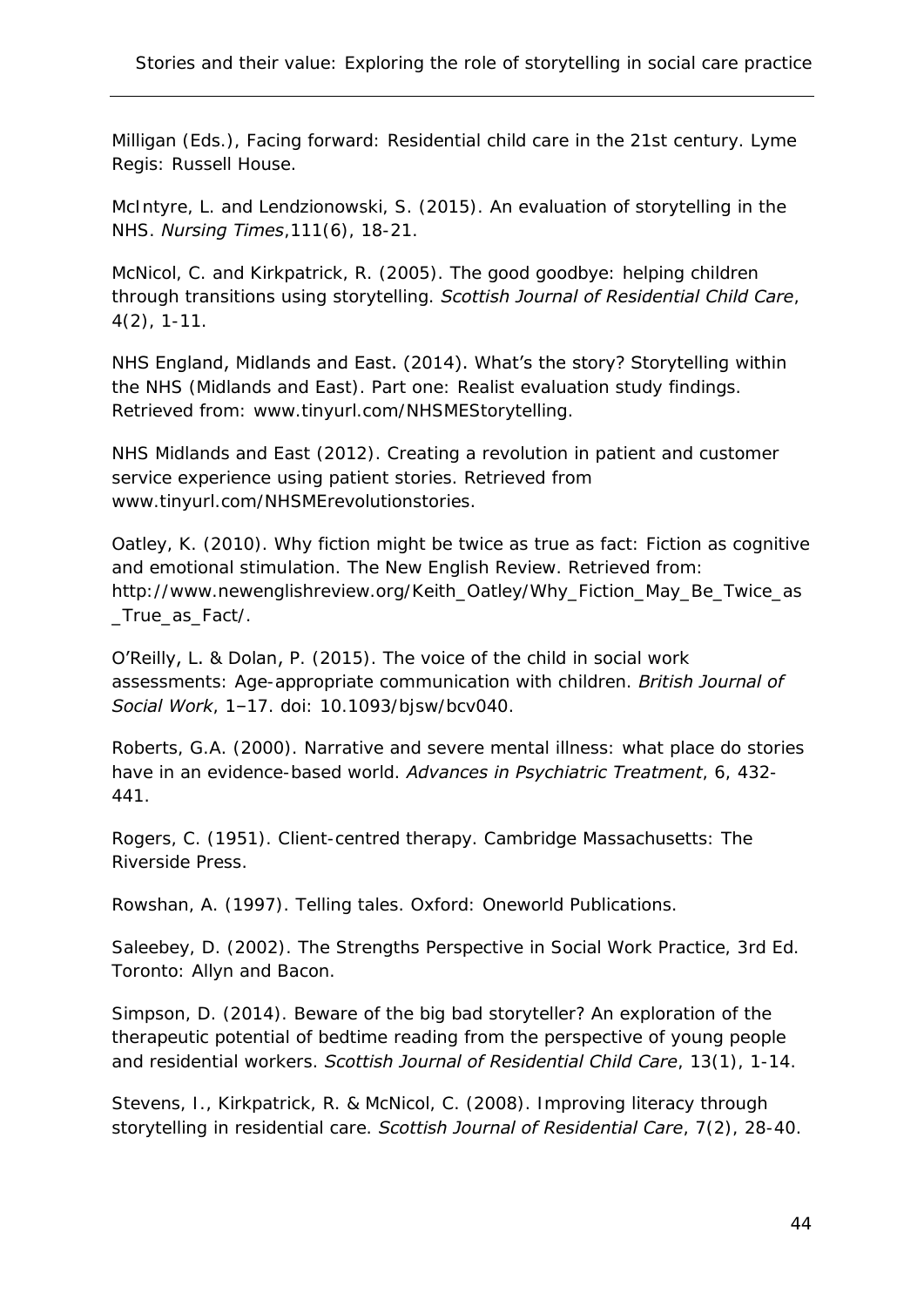Milligan (Eds.), Facing forward: Residential child care in the 21st century. Lyme Regis: Russell House.

McIntyre, L. and Lendzionowski, S. (2015). An evaluation of storytelling in the NHS. *Nursing Times*,111(6), 18-21.

McNicol, C. and Kirkpatrick, R. (2005). The good goodbye: helping children through transitions using storytelling. *Scottish Journal of Residential Child Care*, 4(2), 1-11.

NHS England, Midlands and East. (2014). What's the story? Storytelling within the NHS (Midlands and East). Part one: Realist evaluation study findings. Retrieved from: www.tinyurl.com/NHSMEStorytelling.

NHS Midlands and East (2012). Creating a revolution in patient and customer service experience using patient stories. Retrieved from www.tinyurl.com/NHSMErevolutionstories.

Oatley, K. (2010). Why fiction might be twice as true as fact: Fiction as cognitive and emotional stimulation. The New English Review. Retrieved from: http://www.newenglishreview.org/Keith_Oatley/Why_Fiction_May_Be_Twice_as_True_as_Fact/.

O'Reilly, L. & Dolan, P. (2015). The voice of the child in social work assessments: Age-appropriate communication with children. *British Journal of Social Work*, 1–17. doi: 10.1093/bjsw/bcv040.

Roberts, G.A. (2000). Narrative and severe mental illness: what place do stories have in an evidence-based world. *Advances in Psychiatric Treatment*, 6, 432-441.

Rogers, C. (1951). Client-centred therapy. Cambridge Massachusetts: The Riverside Press.

Rowshan, A. (1997). Telling tales. Oxford: Oneworld Publications.

Saleebey, D. (2002). The Strengths Perspective in Social Work Practice, 3rd Ed. Toronto: Allyn and Bacon.

Simpson, D. (2014). Beware of the big bad storyteller? An exploration of the therapeutic potential of bedtime reading from the perspective of young people and residential workers. *Scottish Journal of Residential Child Care*, 13(1), 1-14.

Stevens, I., Kirkpatrick, R. & McNicol, C. (2008). Improving literacy through storytelling in residential care. *Scottish Journal of Residential Care*, 7(2), 28-40.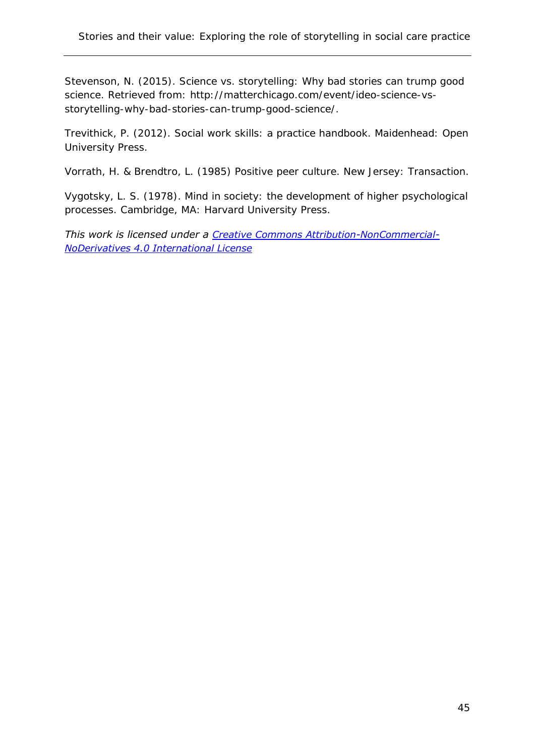Stevenson, N. (2015). Science vs. storytelling: Why bad stories can trump good science. Retrieved from: http://matterchicago.com/event/ideo-science-vs-storytelling-why-bad-stories-can-trump-good-science/.

Trevithick, P. (2012). Social work skills: a practice handbook. Maidenhead: Open University Press.

Vorrath, H. & Brendtro, L. (1985) Positive peer culture. New Jersey: Transaction.

Vygotsky, L. S. (1978). Mind in society: the development of higher psychological processes. Cambridge, MA: Harvard University Press.

*This work is licensed under a [Creative Commons Attribution-NonCommercial-NoDerivatives 4.0 International License](#)*